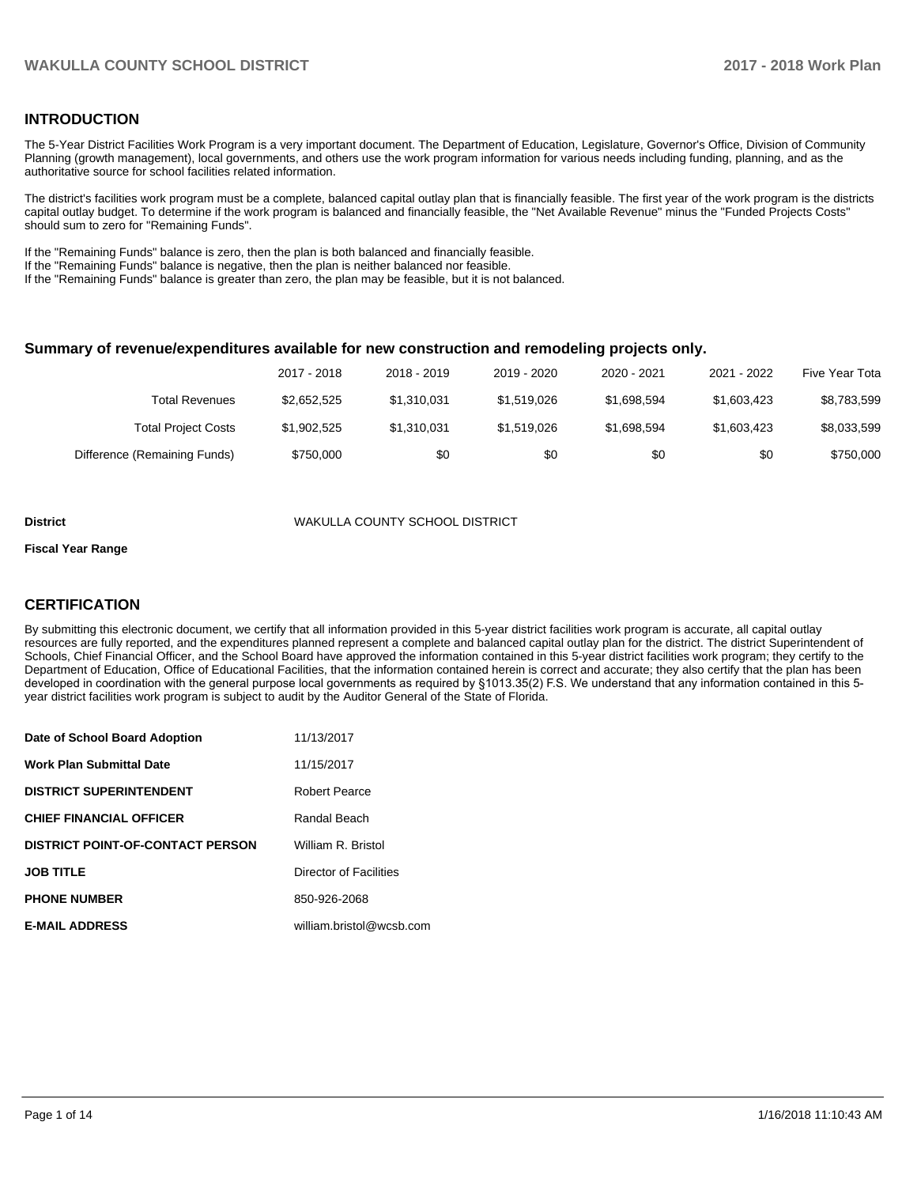## INTRODUCTION

The 5-Year District Facilities Work Program is a very important document. The Department of Education, Legislature, Governor's Office, Division of Community Planning (growth management), local governments, and others use the work program information for various needs including funding, planning, and as the authoritative source for school facilities related information.

The district's facilities work program must be a complete, balanced capital outlay plan that is financially feasible. The first year of the work program is the districts capital outlay budget. To determine if the work program is balanced and financially feasible, the "Net Available Revenue" minus the "Funded Projects Costs" should sum to zero for "Remaining Funds".

If the "Remaining Funds" balance is zero, then the plan is both balanced and financially feasible.
If the "Remaining Funds" balance is negative, then the plan is neither balanced nor feasible.
If the "Remaining Funds" balance is greater than zero, the plan may be feasible, but it is not balanced.

### Summary of revenue/expenditures available for new construction and remodeling projects only.

| | 2017 - 2018 | 2018 - 2019 | 2019 - 2020 | 2020 - 2021 | 2021 - 2022 | Five Year Tota |
|---|---|---|---|---|---|---|
| Total Revenues | $2,652,525 | $1,310,031 | $1,519,026 | $1,698,594 | $1,603,423 | $8,783,599 |
| Total Project Costs | $1,902,525 | $1,310,031 | $1,519,026 | $1,698,594 | $1,603,423 | $8,033,599 |
| Difference (Remaining Funds) | $750,000 | $0 | $0 | $0 | $0 | $750,000 |

**District** WAKULLA COUNTY SCHOOL DISTRICT

**Fiscal Year Range**

## CERTIFICATION

By submitting this electronic document, we certify that all information provided in this 5-year district facilities work program is accurate, all capital outlay resources are fully reported, and the expenditures planned represent a complete and balanced capital outlay plan for the district. The district Superintendent of Schools, Chief Financial Officer, and the School Board have approved the information contained in this 5-year district facilities work program; they certify to the Department of Education, Office of Educational Facilities, that the information contained herein is correct and accurate; they also certify that the plan has been developed in coordination with the general purpose local governments as required by §1013.35(2) F.S. We understand that any information contained in this 5-year district facilities work program is subject to audit by the Auditor General of the State of Florida.

| | |
|---|---|
| **Date of School Board Adoption** | 11/13/2017 |
| **Work Plan Submittal Date** | 11/15/2017 |
| **DISTRICT SUPERINTENDENT** | Robert Pearce |
| **CHIEF FINANCIAL OFFICER** | Randal Beach |
| **DISTRICT POINT-OF-CONTACT PERSON** | William R. Bristol |
| **JOB TITLE** | Director of Facilities |
| **PHONE NUMBER** | 850-926-2068 |
| **E-MAIL ADDRESS** | william.bristol@wcsb.com |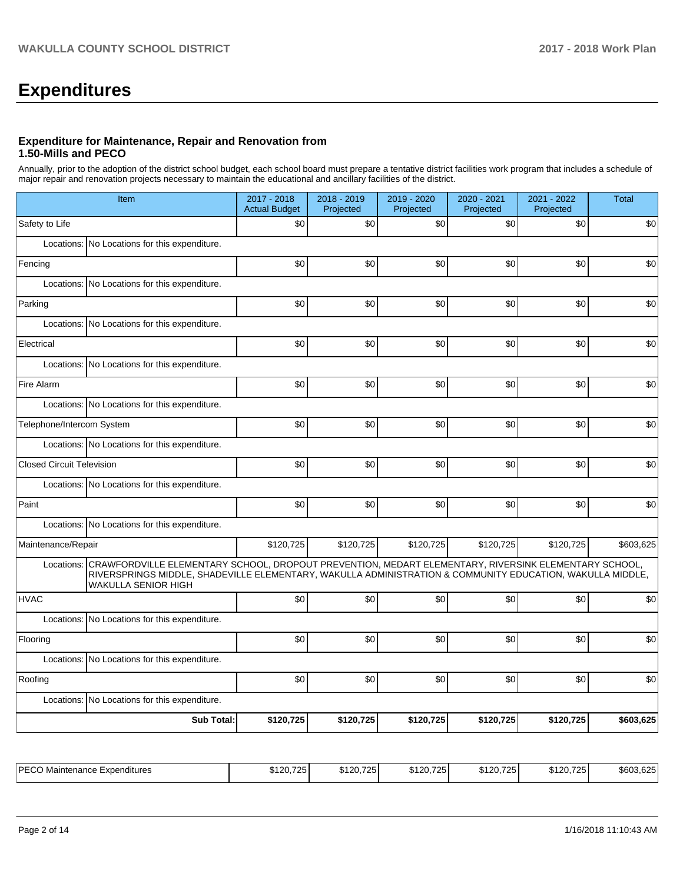# Expenditures

### Expenditure for Maintenance, Repair and Renovation from 1.50-Mills and PECO

Annually, prior to the adoption of the district school budget, each school board must prepare a tentative district facilities work program that includes a schedule of major repair and renovation projects necessary to maintain the educational and ancillary facilities of the district.

| Item | 2017 - 2018 Actual Budget | 2018 - 2019 Projected | 2019 - 2020 Projected | 2020 - 2021 Projected | 2021 - 2022 Projected | Total |
|---|---|---|---|---|---|---|
| Safety to Life | $0 | $0 | $0 | $0 | $0 | $0 |
| Locations: No Locations for this expenditure. | | | | | | |
| Fencing | $0 | $0 | $0 | $0 | $0 | $0 |
| Locations: No Locations for this expenditure. | | | | | | |
| Parking | $0 | $0 | $0 | $0 | $0 | $0 |
| Locations: No Locations for this expenditure. | | | | | | |
| Electrical | $0 | $0 | $0 | $0 | $0 | $0 |
| Locations: No Locations for this expenditure. | | | | | | |
| Fire Alarm | $0 | $0 | $0 | $0 | $0 | $0 |
| Locations: No Locations for this expenditure. | | | | | | |
| Telephone/Intercom System | $0 | $0 | $0 | $0 | $0 | $0 |
| Locations: No Locations for this expenditure. | | | | | | |
| Closed Circuit Television | $0 | $0 | $0 | $0 | $0 | $0 |
| Locations: No Locations for this expenditure. | | | | | | |
| Paint | $0 | $0 | $0 | $0 | $0 | $0 |
| Locations: No Locations for this expenditure. | | | | | | |
| Maintenance/Repair | $120,725 | $120,725 | $120,725 | $120,725 | $120,725 | $603,625 |
| Locations: CRAWFORDVILLE ELEMENTARY SCHOOL, DROPOUT PREVENTION, MEDART ELEMENTARY, RIVERSINK ELEMENTARY SCHOOL, RIVERSPRINGS MIDDLE, SHADEVILLE ELEMENTARY, WAKULLA ADMINISTRATION & COMMUNITY EDUCATION, WAKULLA MIDDLE, WAKULLA SENIOR HIGH | | | | | | |
| HVAC | $0 | $0 | $0 | $0 | $0 | $0 |
| Locations: No Locations for this expenditure. | | | | | | |
| Flooring | $0 | $0 | $0 | $0 | $0 | $0 |
| Locations: No Locations for this expenditure. | | | | | | |
| Roofing | $0 | $0 | $0 | $0 | $0 | $0 |
| Locations: No Locations for this expenditure. | | | | | | |
| **Sub Total:** | **$120,725** | **$120,725** | **$120,725** | **$120,725** | **$120,725** | **$603,625** |

| | | | | | | |
|---|---|---|---|---|---|---|
| PECO Maintenance Expenditures | $120,725 | $120,725 | $120,725 | $120,725 | $120,725 | $603,625 |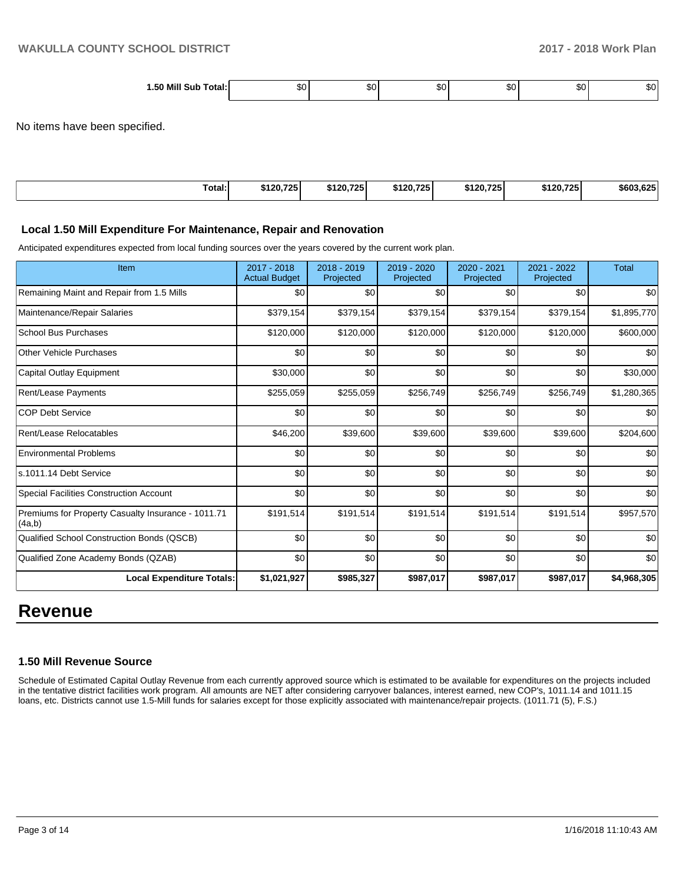| 1.50 Mill Sub Total: | $0 | $0 | $0 | $0 | $0 | $0 |
|---|---|---|---|---|---|---|

No items have been specified.

| Total: | $120,725 | $120,725 | $120,725 | $120,725 | $120,725 | $603,625 |
|---|---|---|---|---|---|---|

### Local 1.50 Mill Expenditure For Maintenance, Repair and Renovation

Anticipated expenditures expected from local funding sources over the years covered by the current work plan.

| Item | 2017 - 2018 Actual Budget | 2018 - 2019 Projected | 2019 - 2020 Projected | 2020 - 2021 Projected | 2021 - 2022 Projected | Total |
|---|---|---|---|---|---|---|
| Remaining Maint and Repair from 1.5 Mills | $0 | $0 | $0 | $0 | $0 | $0 |
| Maintenance/Repair Salaries | $379,154 | $379,154 | $379,154 | $379,154 | $379,154 | $1,895,770 |
| School Bus Purchases | $120,000 | $120,000 | $120,000 | $120,000 | $120,000 | $600,000 |
| Other Vehicle Purchases | $0 | $0 | $0 | $0 | $0 | $0 |
| Capital Outlay Equipment | $30,000 | $0 | $0 | $0 | $0 | $30,000 |
| Rent/Lease Payments | $255,059 | $255,059 | $256,749 | $256,749 | $256,749 | $1,280,365 |
| COP Debt Service | $0 | $0 | $0 | $0 | $0 | $0 |
| Rent/Lease Relocatables | $46,200 | $39,600 | $39,600 | $39,600 | $39,600 | $204,600 |
| Environmental Problems | $0 | $0 | $0 | $0 | $0 | $0 |
| s.1011.14 Debt Service | $0 | $0 | $0 | $0 | $0 | $0 |
| Special Facilities Construction Account | $0 | $0 | $0 | $0 | $0 | $0 |
| Premiums for Property Casualty Insurance - 1011.71 (4a,b) | $191,514 | $191,514 | $191,514 | $191,514 | $191,514 | $957,570 |
| Qualified School Construction Bonds (QSCB) | $0 | $0 | $0 | $0 | $0 | $0 |
| Qualified Zone Academy Bonds (QZAB) | $0 | $0 | $0 | $0 | $0 | $0 |
| **Local Expenditure Totals:** | **$1,021,927** | **$985,327** | **$987,017** | **$987,017** | **$987,017** | **$4,968,305** |

# Revenue

### 1.50 Mill Revenue Source

Schedule of Estimated Capital Outlay Revenue from each currently approved source which is estimated to be available for expenditures on the projects included in the tentative district facilities work program. All amounts are NET after considering carryover balances, interest earned, new COP's, 1011.14 and 1011.15 loans, etc. Districts cannot use 1.5-Mill funds for salaries except for those explicitly associated with maintenance/repair projects. (1011.71 (5), F.S.)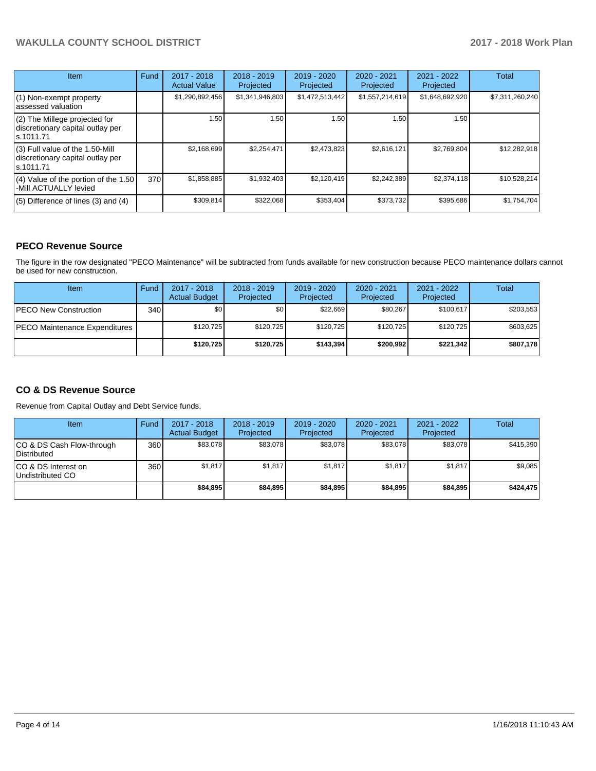| Item | Fund | 2017 - 2018 Actual Value | 2018 - 2019 Projected | 2019 - 2020 Projected | 2020 - 2021 Projected | 2021 - 2022 Projected | Total |
|---|---|---|---|---|---|---|---|
| (1) Non-exempt property assessed valuation | | $1,290,892,456 | $1,341,946,803 | $1,472,513,442 | $1,557,214,619 | $1,648,692,920 | $7,311,260,240 |
| (2) The Millege projected for discretionary capital outlay per s.1011.71 | | 1.50 | 1.50 | 1.50 | 1.50 | 1.50 | |
| (3) Full value of the 1.50-Mill discretionary capital outlay per s.1011.71 | | $2,168,699 | $2,254,471 | $2,473,823 | $2,616,121 | $2,769,804 | $12,282,918 |
| (4) Value of the portion of the 1.50 -Mill ACTUALLY levied | 370 | $1,858,885 | $1,932,403 | $2,120,419 | $2,242,389 | $2,374,118 | $10,528,214 |
| (5) Difference of lines (3) and (4) | | $309,814 | $322,068 | $353,404 | $373,732 | $395,686 | $1,754,704 |

## PECO Revenue Source

The figure in the row designated "PECO Maintenance" will be subtracted from funds available for new construction because PECO maintenance dollars cannot be used for new construction.

| Item | Fund | 2017 - 2018 Actual Budget | 2018 - 2019 Projected | 2019 - 2020 Projected | 2020 - 2021 Projected | 2021 - 2022 Projected | Total |
|---|---|---|---|---|---|---|---|
| PECO New Construction | 340 | $0 | $0 | $22,669 | $80,267 | $100,617 | $203,553 |
| PECO Maintenance Expenditures | | $120,725 | $120,725 | $120,725 | $120,725 | $120,725 | $603,625 |
| | | **$120,725** | **$120,725** | **$143,394** | **$200,992** | **$221,342** | **$807,178** |

## CO & DS Revenue Source

Revenue from Capital Outlay and Debt Service funds.

| Item | Fund | 2017 - 2018 Actual Budget | 2018 - 2019 Projected | 2019 - 2020 Projected | 2020 - 2021 Projected | 2021 - 2022 Projected | Total |
|---|---|---|---|---|---|---|---|
| CO & DS Cash Flow-through Distributed | 360 | $83,078 | $83,078 | $83,078 | $83,078 | $83,078 | $415,390 |
| CO & DS Interest on Undistributed CO | 360 | $1,817 | $1,817 | $1,817 | $1,817 | $1,817 | $9,085 |
| | | **$84,895** | **$84,895** | **$84,895** | **$84,895** | **$84,895** | **$424,475** |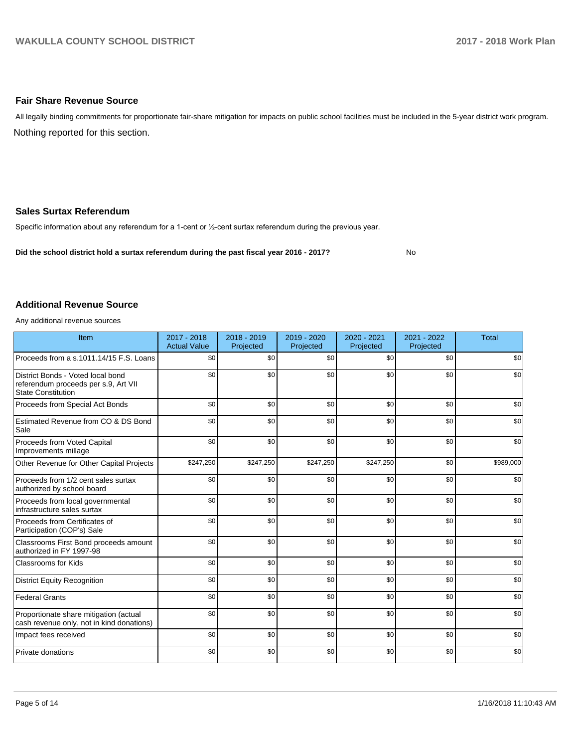## Fair Share Revenue Source

All legally binding commitments for proportionate fair-share mitigation for impacts on public school facilities must be included in the 5-year district work program.

Nothing reported for this section.

## Sales Surtax Referendum

Specific information about any referendum for a 1-cent or ½-cent surtax referendum during the previous year.

**Did the school district hold a surtax referendum during the past fiscal year 2016 - 2017?** No

## Additional Revenue Source

Any additional revenue sources

| Item | 2017 - 2018 Actual Value | 2018 - 2019 Projected | 2019 - 2020 Projected | 2020 - 2021 Projected | 2021 - 2022 Projected | Total |
|---|---|---|---|---|---|---|
| Proceeds from a s.1011.14/15 F.S. Loans | $0 | $0 | $0 | $0 | $0 | $0 |
| District Bonds - Voted local bond referendum proceeds per s.9, Art VII State Constitution | $0 | $0 | $0 | $0 | $0 | $0 |
| Proceeds from Special Act Bonds | $0 | $0 | $0 | $0 | $0 | $0 |
| Estimated Revenue from CO & DS Bond Sale | $0 | $0 | $0 | $0 | $0 | $0 |
| Proceeds from Voted Capital Improvements millage | $0 | $0 | $0 | $0 | $0 | $0 |
| Other Revenue for Other Capital Projects | $247,250 | $247,250 | $247,250 | $247,250 | $0 | $989,000 |
| Proceeds from 1/2 cent sales surtax authorized by school board | $0 | $0 | $0 | $0 | $0 | $0 |
| Proceeds from local governmental infrastructure sales surtax | $0 | $0 | $0 | $0 | $0 | $0 |
| Proceeds from Certificates of Participation (COP's) Sale | $0 | $0 | $0 | $0 | $0 | $0 |
| Classrooms First Bond proceeds amount authorized in FY 1997-98 | $0 | $0 | $0 | $0 | $0 | $0 |
| Classrooms for Kids | $0 | $0 | $0 | $0 | $0 | $0 |
| District Equity Recognition | $0 | $0 | $0 | $0 | $0 | $0 |
| Federal Grants | $0 | $0 | $0 | $0 | $0 | $0 |
| Proportionate share mitigation (actual cash revenue only, not in kind donations) | $0 | $0 | $0 | $0 | $0 | $0 |
| Impact fees received | $0 | $0 | $0 | $0 | $0 | $0 |
| Private donations | $0 | $0 | $0 | $0 | $0 | $0 |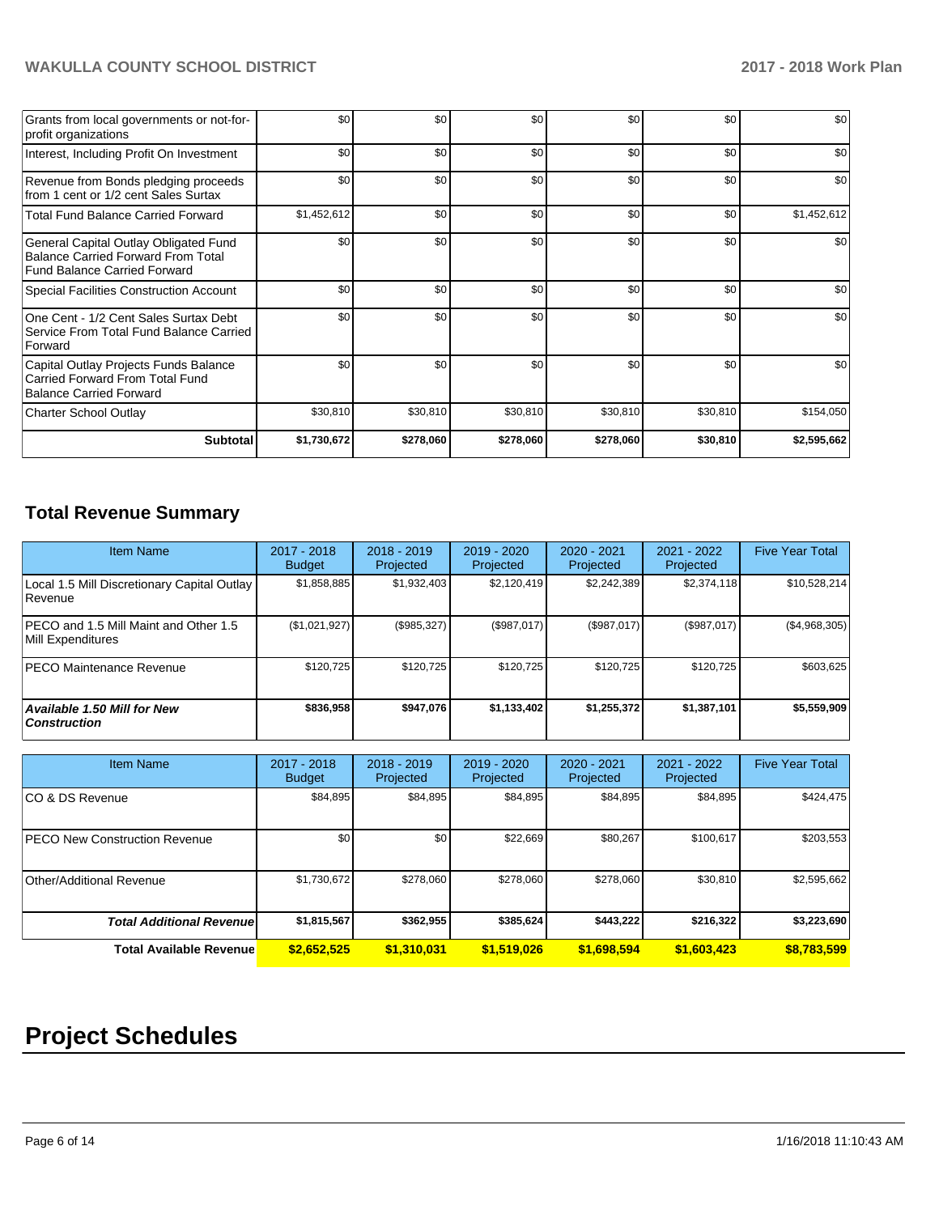| | | | | | | |
|---|---|---|---|---|---|---|
| Grants from local governments or not-for-profit organizations | $0 | $0 | $0 | $0 | $0 | $0 |
| Interest, Including Profit On Investment | $0 | $0 | $0 | $0 | $0 | $0 |
| Revenue from Bonds pledging proceeds from 1 cent or 1/2 cent Sales Surtax | $0 | $0 | $0 | $0 | $0 | $0 |
| Total Fund Balance Carried Forward | $1,452,612 | $0 | $0 | $0 | $0 | $1,452,612 |
| General Capital Outlay Obligated Fund Balance Carried Forward From Total Fund Balance Carried Forward | $0 | $0 | $0 | $0 | $0 | $0 |
| Special Facilities Construction Account | $0 | $0 | $0 | $0 | $0 | $0 |
| One Cent - 1/2 Cent Sales Surtax Debt Service From Total Fund Balance Carried Forward | $0 | $0 | $0 | $0 | $0 | $0 |
| Capital Outlay Projects Funds Balance Carried Forward From Total Fund Balance Carried Forward | $0 | $0 | $0 | $0 | $0 | $0 |
| Charter School Outlay | $30,810 | $30,810 | $30,810 | $30,810 | $30,810 | $154,050 |
| **Subtotal** | **$1,730,672** | **$278,060** | **$278,060** | **$278,060** | **$30,810** | **$2,595,662** |

## Total Revenue Summary

| Item Name | 2017 - 2018 Budget | 2018 - 2019 Projected | 2019 - 2020 Projected | 2020 - 2021 Projected | 2021 - 2022 Projected | Five Year Total |
|---|---|---|---|---|---|---|
| Local 1.5 Mill Discretionary Capital Outlay Revenue | $1,858,885 | $1,932,403 | $2,120,419 | $2,242,389 | $2,374,118 | $10,528,214 |
| PECO and 1.5 Mill Maint and Other 1.5 Mill Expenditures | ($1,021,927) | ($985,327) | ($987,017) | ($987,017) | ($987,017) | ($4,968,305) |
| PECO Maintenance Revenue | $120,725 | $120,725 | $120,725 | $120,725 | $120,725 | $603,625 |
| ***Available 1.50 Mill for New Construction*** | **$836,958** | **$947,076** | **$1,133,402** | **$1,255,372** | **$1,387,101** | **$5,559,909** |

| Item Name | 2017 - 2018 Budget | 2018 - 2019 Projected | 2019 - 2020 Projected | 2020 - 2021 Projected | 2021 - 2022 Projected | Five Year Total |
|---|---|---|---|---|---|---|
| CO & DS Revenue | $84,895 | $84,895 | $84,895 | $84,895 | $84,895 | $424,475 |
| PECO New Construction Revenue | $0 | $0 | $22,669 | $80,267 | $100,617 | $203,553 |
| Other/Additional Revenue | $1,730,672 | $278,060 | $278,060 | $278,060 | $30,810 | $2,595,662 |
| ***Total Additional Revenue*** | **$1,815,567** | **$362,955** | **$385,624** | **$443,222** | **$216,322** | **$3,223,690** |
| **Total Available Revenue** | **$2,652,525** | **$1,310,031** | **$1,519,026** | **$1,698,594** | **$1,603,423** | **$8,783,599** |

# Project Schedules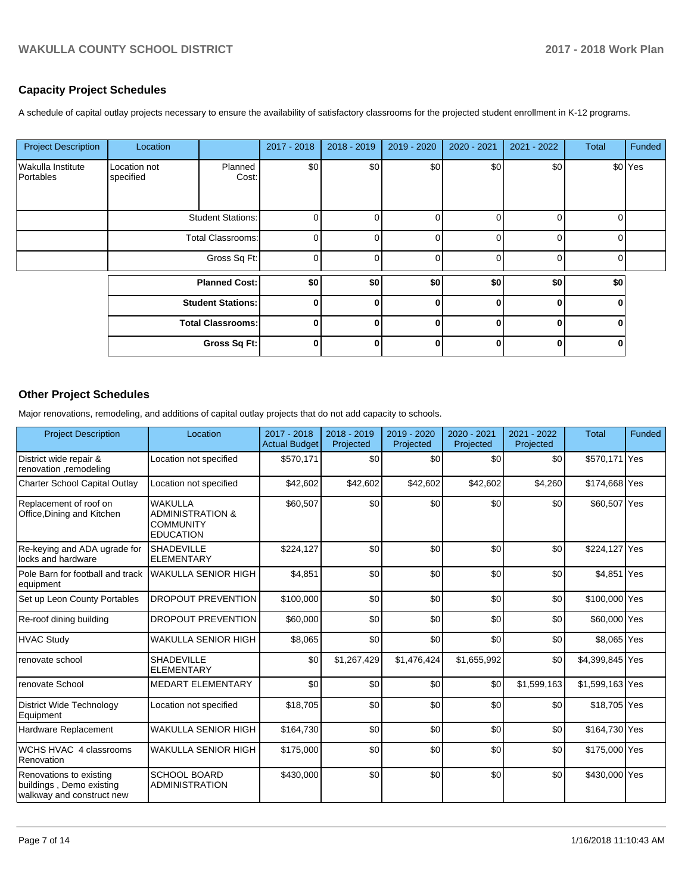## Capacity Project Schedules

A schedule of capital outlay projects necessary to ensure the availability of satisfactory classrooms for the projected student enrollment in K-12 programs.

| Project Description | Location | | 2017 - 2018 | 2018 - 2019 | 2019 - 2020 | 2020 - 2021 | 2021 - 2022 | Total | Funded |
|---|---|---|---|---|---|---|---|---|---|
| Wakulla Institute Portables | Location not specified | Planned Cost: | $0 | $0 | $0 | $0 | $0 | $0 | Yes |
| | | Student Stations: | 0 | 0 | 0 | 0 | 0 | 0 | |
| | | Total Classrooms: | 0 | 0 | 0 | 0 | 0 | 0 | |
| | | Gross Sq Ft: | 0 | 0 | 0 | 0 | 0 | 0 | |
| | | **Planned Cost:** | **$0** | **$0** | **$0** | **$0** | **$0** | **$0** | |
| | | **Student Stations:** | **0** | **0** | **0** | **0** | **0** | **0** | |
| | | **Total Classrooms:** | **0** | **0** | **0** | **0** | **0** | **0** | |
| | | **Gross Sq Ft:** | **0** | **0** | **0** | **0** | **0** | **0** | |

## Other Project Schedules

Major renovations, remodeling, and additions of capital outlay projects that do not add capacity to schools.

| Project Description | Location | 2017 - 2018 Actual Budget | 2018 - 2019 Projected | 2019 - 2020 Projected | 2020 - 2021 Projected | 2021 - 2022 Projected | Total | Funded |
|---|---|---|---|---|---|---|---|---|
| District wide repair & renovation ,remodeling | Location not specified | $570,171 | $0 | $0 | $0 | $0 | $570,171 | Yes |
| Charter School Capital Outlay | Location not specified | $42,602 | $42,602 | $42,602 | $42,602 | $4,260 | $174,668 | Yes |
| Replacement of roof on Office,Dining and Kitchen | WAKULLA ADMINISTRATION & COMMUNITY EDUCATION | $60,507 | $0 | $0 | $0 | $0 | $60,507 | Yes |
| Re-keying and ADA ugrade for locks and hardware | SHADEVILLE ELEMENTARY | $224,127 | $0 | $0 | $0 | $0 | $224,127 | Yes |
| Pole Barn for football and track equipment | WAKULLA SENIOR HIGH | $4,851 | $0 | $0 | $0 | $0 | $4,851 | Yes |
| Set up Leon County Portables | DROPOUT PREVENTION | $100,000 | $0 | $0 | $0 | $0 | $100,000 | Yes |
| Re-roof dining building | DROPOUT PREVENTION | $60,000 | $0 | $0 | $0 | $0 | $60,000 | Yes |
| HVAC Study | WAKULLA SENIOR HIGH | $8,065 | $0 | $0 | $0 | $0 | $8,065 | Yes |
| renovate school | SHADEVILLE ELEMENTARY | $0 | $1,267,429 | $1,476,424 | $1,655,992 | $0 | $4,399,845 | Yes |
| renovate School | MEDART ELEMENTARY | $0 | $0 | $0 | $0 | $1,599,163 | $1,599,163 | Yes |
| District Wide Technology Equipment | Location not specified | $18,705 | $0 | $0 | $0 | $0 | $18,705 | Yes |
| Hardware Replacement | WAKULLA SENIOR HIGH | $164,730 | $0 | $0 | $0 | $0 | $164,730 | Yes |
| WCHS HVAC 4 classrooms Renovation | WAKULLA SENIOR HIGH | $175,000 | $0 | $0 | $0 | $0 | $175,000 | Yes |
| Renovations to existing buildings , Demo existing walkway and construct new | SCHOOL BOARD ADMINISTRATION | $430,000 | $0 | $0 | $0 | $0 | $430,000 | Yes |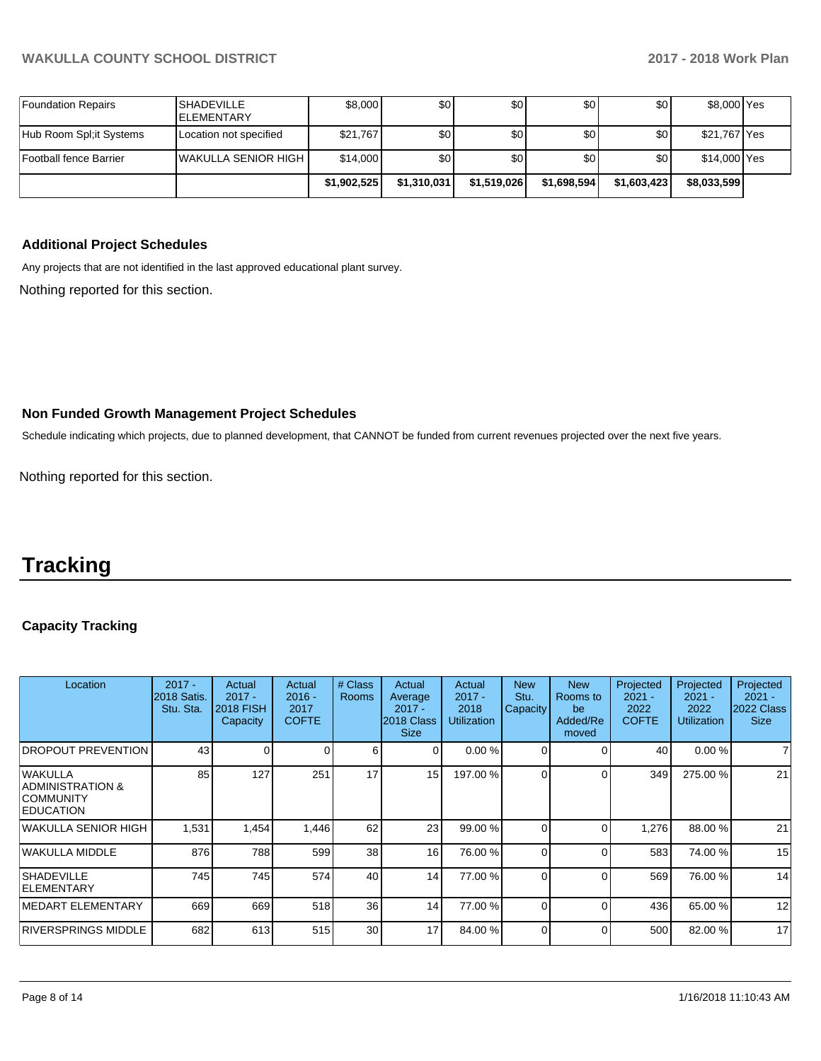| Foundation Repairs | SHADEVILLE ELEMENTARY | $8,000 | $0 | $0 | $0 | $0 | $8,000 | Yes |
|---|---|---|---|---|---|---|---|---|
| Hub Room Spl;it Systems | Location not specified | $21,767 | $0 | $0 | $0 | $0 | $21,767 | Yes |
| Football fence Barrier | WAKULLA SENIOR HIGH | $14,000 | $0 | $0 | $0 | $0 | $14,000 | Yes |
| | | $1,902,525 | $1,310,031 | $1,519,026 | $1,698,594 | $1,603,423 | $8,033,599 | |

### Additional Project Schedules

Any projects that are not identified in the last approved educational plant survey.

Nothing reported for this section.

### Non Funded Growth Management Project Schedules

Schedule indicating which projects, due to planned development, that CANNOT be funded from current revenues projected over the next five years.

Nothing reported for this section.

# Tracking

### Capacity Tracking

| Location | 2017 - 2018 Satis. Stu. Sta. | Actual 2017 - 2018 FISH Capacity | Actual 2016 - 2017 COFTE | # Class Rooms | Actual Average 2017 - 2018 Class Size | Actual 2017 - 2018 Utilization | New Stu. Capacity | New Rooms to be Added/Removed | Projected 2021 - 2022 COFTE | Projected 2021 - 2022 Utilization | Projected 2021 - 2022 Class Size |
|---|---|---|---|---|---|---|---|---|---|---|---|
| DROPOUT PREVENTION | 43 | 0 | 0 | 6 | 0 | 0.00 % | 0 | 0 | 40 | 0.00 % | 7 |
| WAKULLA ADMINISTRATION & COMMUNITY EDUCATION | 85 | 127 | 251 | 17 | 15 | 197.00 % | 0 | 0 | 349 | 275.00 % | 21 |
| WAKULLA SENIOR HIGH | 1,531 | 1,454 | 1,446 | 62 | 23 | 99.00 % | 0 | 0 | 1,276 | 88.00 % | 21 |
| WAKULLA MIDDLE | 876 | 788 | 599 | 38 | 16 | 76.00 % | 0 | 0 | 583 | 74.00 % | 15 |
| SHADEVILLE ELEMENTARY | 745 | 745 | 574 | 40 | 14 | 77.00 % | 0 | 0 | 569 | 76.00 % | 14 |
| MEDART ELEMENTARY | 669 | 669 | 518 | 36 | 14 | 77.00 % | 0 | 0 | 436 | 65.00 % | 12 |
| RIVERSPRINGS MIDDLE | 682 | 613 | 515 | 30 | 17 | 84.00 % | 0 | 0 | 500 | 82.00 % | 17 |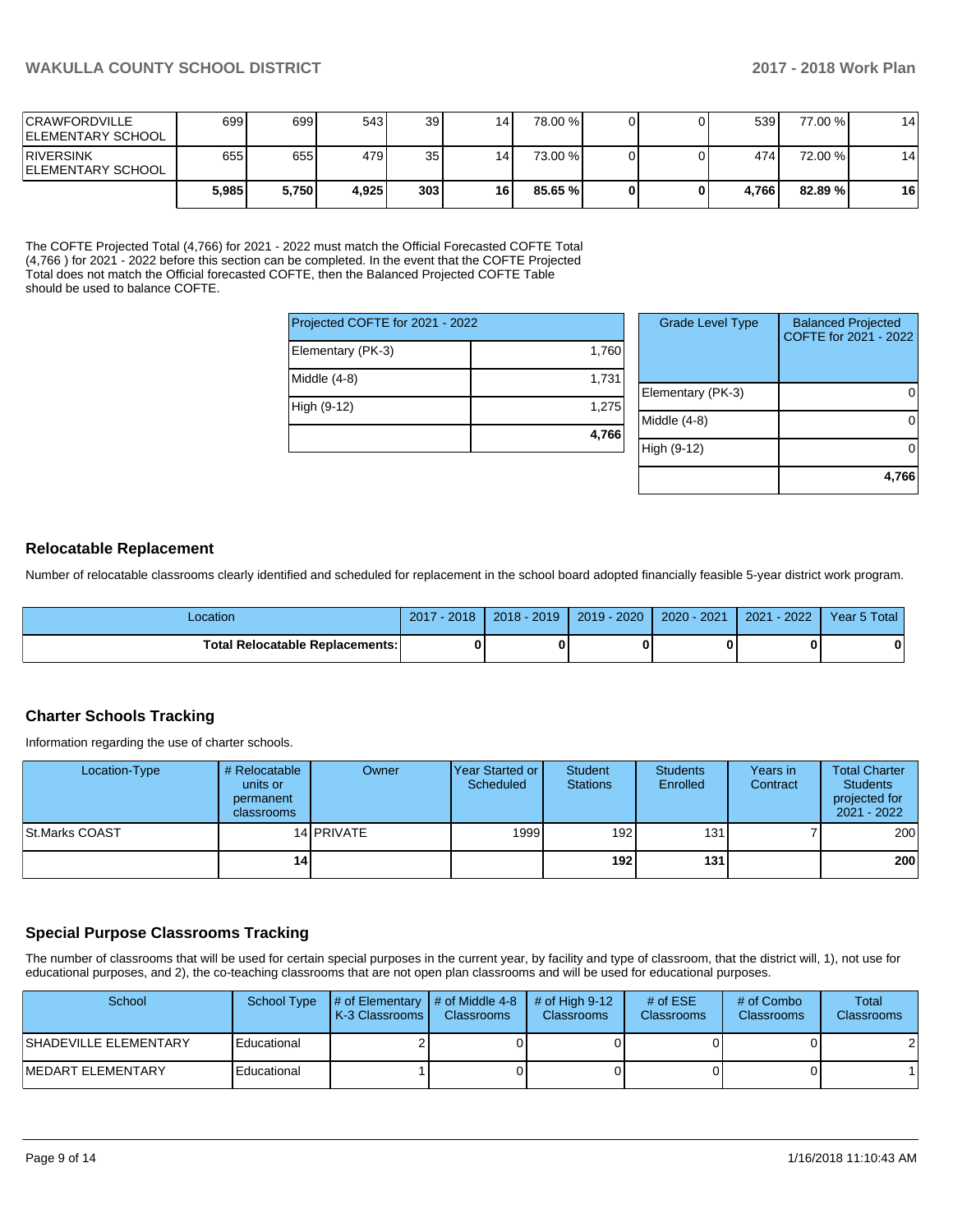| | | | | | | | | | | | |
|---|---|---|---|---|---|---|---|---|---|---|---|
| CRAWFORDVILLE ELEMENTARY SCHOOL | 699 | 699 | 543 | 39 | 14 | 78.00 % | 0 | 0 | 539 | 77.00 % | 14 |
| RIVERSINK ELEMENTARY SCHOOL | 655 | 655 | 479 | 35 | 14 | 73.00 % | 0 | 0 | 474 | 72.00 % | 14 |
| | **5,985** | **5,750** | **4,925** | **303** | **16** | **85.65 %** | **0** | **0** | **4,766** | **82.89 %** | **16** |

The COFTE Projected Total (4,766) for 2021 - 2022 must match the Official Forecasted COFTE Total (4,766 ) for 2021 - 2022 before this section can be completed. In the event that the COFTE Projected Total does not match the Official forecasted COFTE, then the Balanced Projected COFTE Table should be used to balance COFTE.

| Projected COFTE for 2021 - 2022 | |
|---|---|
| Elementary (PK-3) | 1,760 |
| Middle (4-8) | 1,731 |
| High (9-12) | 1,275 |
| | **4,766** |

| Grade Level Type | Balanced Projected COFTE for 2021 - 2022 |
|---|---|
| Elementary (PK-3) | 0 |
| Middle (4-8) | 0 |
| High (9-12) | 0 |
| | **4,766** |

## Relocatable Replacement

Number of relocatable classrooms clearly identified and scheduled for replacement in the school board adopted financially feasible 5-year district work program.

| Location | 2017 - 2018 | 2018 - 2019 | 2019 - 2020 | 2020 - 2021 | 2021 - 2022 | Year 5 Total |
|---|---|---|---|---|---|---|
| **Total Relocatable Replacements:** | **0** | **0** | **0** | **0** | **0** | **0** |

## Charter Schools Tracking

Information regarding the use of charter schools.

| Location-Type | # Relocatable units or permanent classrooms | Owner | Year Started or Scheduled | Student Stations | Students Enrolled | Years in Contract | Total Charter Students projected for 2021 - 2022 |
|---|---|---|---|---|---|---|---|
| St.Marks COAST | 14 | PRIVATE | 1999 | 192 | 131 | 7 | 200 |
| | **14** | | | **192** | **131** | | **200** |

## Special Purpose Classrooms Tracking

The number of classrooms that will be used for certain special purposes in the current year, by facility and type of classroom, that the district will, 1), not use for educational purposes, and 2), the co-teaching classrooms that are not open plan classrooms and will be used for educational purposes.

| School | School Type | # of Elementary K-3 Classrooms | # of Middle 4-8 Classrooms | # of High 9-12 Classrooms | # of ESE Classrooms | # of Combo Classrooms | Total Classrooms |
|---|---|---|---|---|---|---|---|
| SHADEVILLE ELEMENTARY | Educational | 2 | 0 | 0 | 0 | 0 | 2 |
| MEDART ELEMENTARY | Educational | 1 | 0 | 0 | 0 | 0 | 1 |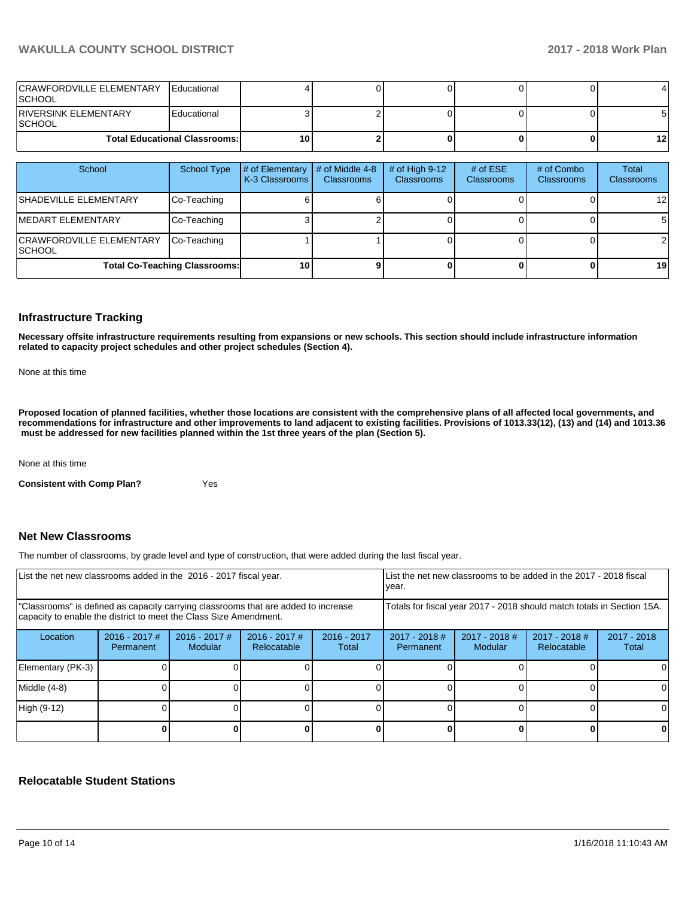| | | | | | | | |
|---|---|---|---|---|---|---|---|
| CRAWFORDVILLE ELEMENTARY SCHOOL | Educational | 4 | 0 | 0 | 0 | 0 | 4 |
| RIVERSINK ELEMENTARY SCHOOL | Educational | 3 | 2 | 0 | 0 | 0 | 5 |
| Total Educational Classrooms: | | **10** | **2** | **0** | **0** | **0** | **12** |

| School | School Type | # of Elementary K-3 Classrooms | # of Middle 4-8 Classrooms | # of High 9-12 Classrooms | # of ESE Classrooms | # of Combo Classrooms | Total Classrooms |
|---|---|---|---|---|---|---|---|
| SHADEVILLE ELEMENTARY | Co-Teaching | 6 | 6 | 0 | 0 | 0 | 12 |
| MEDART ELEMENTARY | Co-Teaching | 3 | 2 | 0 | 0 | 0 | 5 |
| CRAWFORDVILLE ELEMENTARY SCHOOL | Co-Teaching | 1 | 1 | 0 | 0 | 0 | 2 |
| **Total Co-Teaching Classrooms:** | | **10** | **9** | **0** | **0** | **0** | **19** |

## Infrastructure Tracking

**Necessary offsite infrastructure requirements resulting from expansions or new schools. This section should include infrastructure information related to capacity project schedules and other project schedules (Section 4).**

None at this time

**Proposed location of planned facilities, whether those locations are consistent with the comprehensive plans of all affected local governments, and recommendations for infrastructure and other improvements to land adjacent to existing facilities. Provisions of 1013.33(12), (13) and (14) and 1013.36 must be addressed for new facilities planned within the 1st three years of the plan (Section 5).**

None at this time

**Consistent with Comp Plan?** Yes

## Net New Classrooms

The number of classrooms, by grade level and type of construction, that were added during the last fiscal year.

| List the net new classrooms added in the 2016 - 2017 fiscal year. | | | | | List the net new classrooms to be added in the 2017 - 2018 fiscal year. | | | |
|---|---|---|---|---|---|---|---|---|
| "Classrooms" is defined as capacity carrying classrooms that are added to increase capacity to enable the district to meet the Class Size Amendment. | | | | | Totals for fiscal year 2017 - 2018 should match totals in Section 15A. | | | |
| Location | 2016 - 2017 # Permanent | 2016 - 2017 # Modular | 2016 - 2017 # Relocatable | 2016 - 2017 Total | 2017 - 2018 # Permanent | 2017 - 2018 # Modular | 2017 - 2018 # Relocatable | 2017 - 2018 Total |
| Elementary (PK-3) | 0 | 0 | 0 | 0 | 0 | 0 | 0 | 0 |
| Middle (4-8) | 0 | 0 | 0 | 0 | 0 | 0 | 0 | 0 |
| High (9-12) | 0 | 0 | 0 | 0 | 0 | 0 | 0 | 0 |
| | **0** | **0** | **0** | **0** | **0** | **0** | **0** | **0** |

## Relocatable Student Stations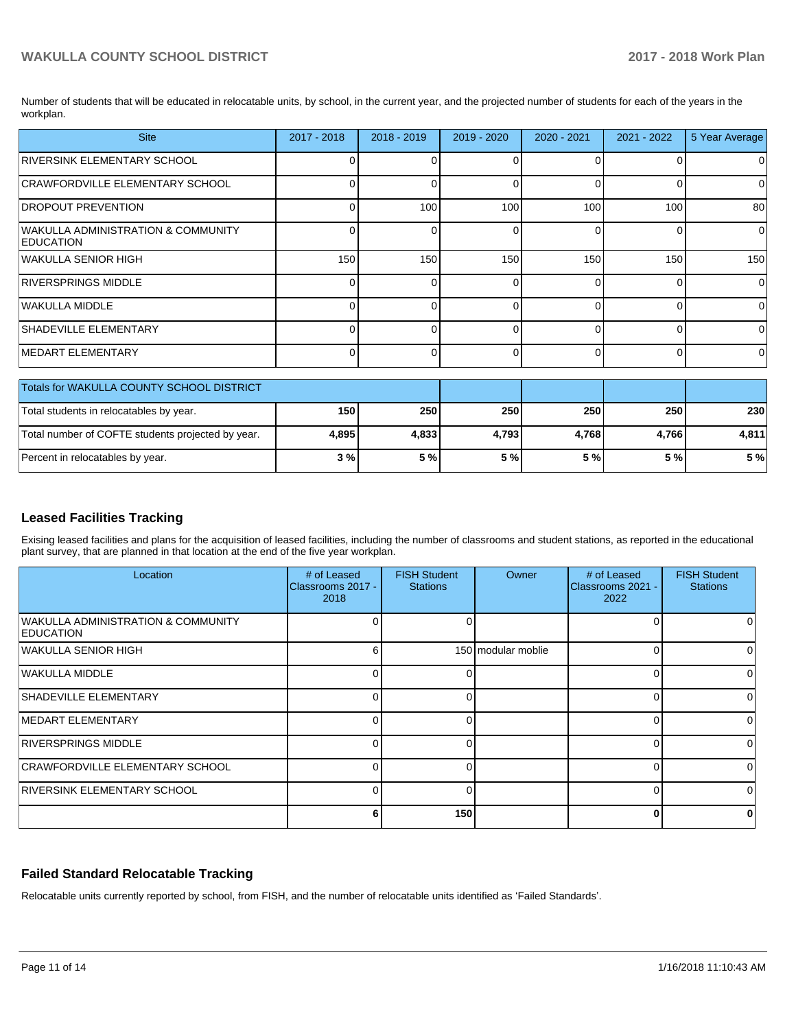Number of students that will be educated in relocatable units, by school, in the current year, and the projected number of students for each of the years in the workplan.

| Site | 2017 - 2018 | 2018 - 2019 | 2019 - 2020 | 2020 - 2021 | 2021 - 2022 | 5 Year Average |
|---|---|---|---|---|---|---|
| RIVERSINK ELEMENTARY SCHOOL | 0 | 0 | 0 | 0 | 0 | 0 |
| CRAWFORDVILLE ELEMENTARY SCHOOL | 0 | 0 | 0 | 0 | 0 | 0 |
| DROPOUT PREVENTION | 0 | 100 | 100 | 100 | 100 | 80 |
| WAKULLA ADMINISTRATION & COMMUNITY EDUCATION | 0 | 0 | 0 | 0 | 0 | 0 |
| WAKULLA SENIOR HIGH | 150 | 150 | 150 | 150 | 150 | 150 |
| RIVERSPRINGS MIDDLE | 0 | 0 | 0 | 0 | 0 | 0 |
| WAKULLA MIDDLE | 0 | 0 | 0 | 0 | 0 | 0 |
| SHADEVILLE ELEMENTARY | 0 | 0 | 0 | 0 | 0 | 0 |
| MEDART ELEMENTARY | 0 | 0 | 0 | 0 | 0 | 0 |

| Totals for WAKULLA COUNTY SCHOOL DISTRICT | | | | | | |
|---|---|---|---|---|---|---|
| Total students in relocatables by year. | **150** | **250** | **250** | **250** | **250** | **230** |
| Total number of COFTE students projected by year. | **4,895** | **4,833** | **4,793** | **4,768** | **4,766** | **4,811** |
| Percent in relocatables by year. | **3 %** | **5 %** | **5 %** | **5 %** | **5 %** | **5 %** |

## Leased Facilities Tracking

Exising leased facilities and plans for the acquisition of leased facilities, including the number of classrooms and student stations, as reported in the educational plant survey, that are planned in that location at the end of the five year workplan.

| Location | # of Leased Classrooms 2017 - 2018 | FISH Student Stations | Owner | # of Leased Classrooms 2021 - 2022 | FISH Student Stations |
|---|---|---|---|---|---|
| WAKULLA ADMINISTRATION & COMMUNITY EDUCATION | 0 | 0 | | 0 | 0 |
| WAKULLA SENIOR HIGH | 6 | 150 | modular moblie | 0 | 0 |
| WAKULLA MIDDLE | 0 | 0 | | 0 | 0 |
| SHADEVILLE ELEMENTARY | 0 | 0 | | 0 | 0 |
| MEDART ELEMENTARY | 0 | 0 | | 0 | 0 |
| RIVERSPRINGS MIDDLE | 0 | 0 | | 0 | 0 |
| CRAWFORDVILLE ELEMENTARY SCHOOL | 0 | 0 | | 0 | 0 |
| RIVERSINK ELEMENTARY SCHOOL | 0 | 0 | | 0 | 0 |
| | **6** | **150** | | **0** | **0** |

## Failed Standard Relocatable Tracking

Relocatable units currently reported by school, from FISH, and the number of relocatable units identified as 'Failed Standards'.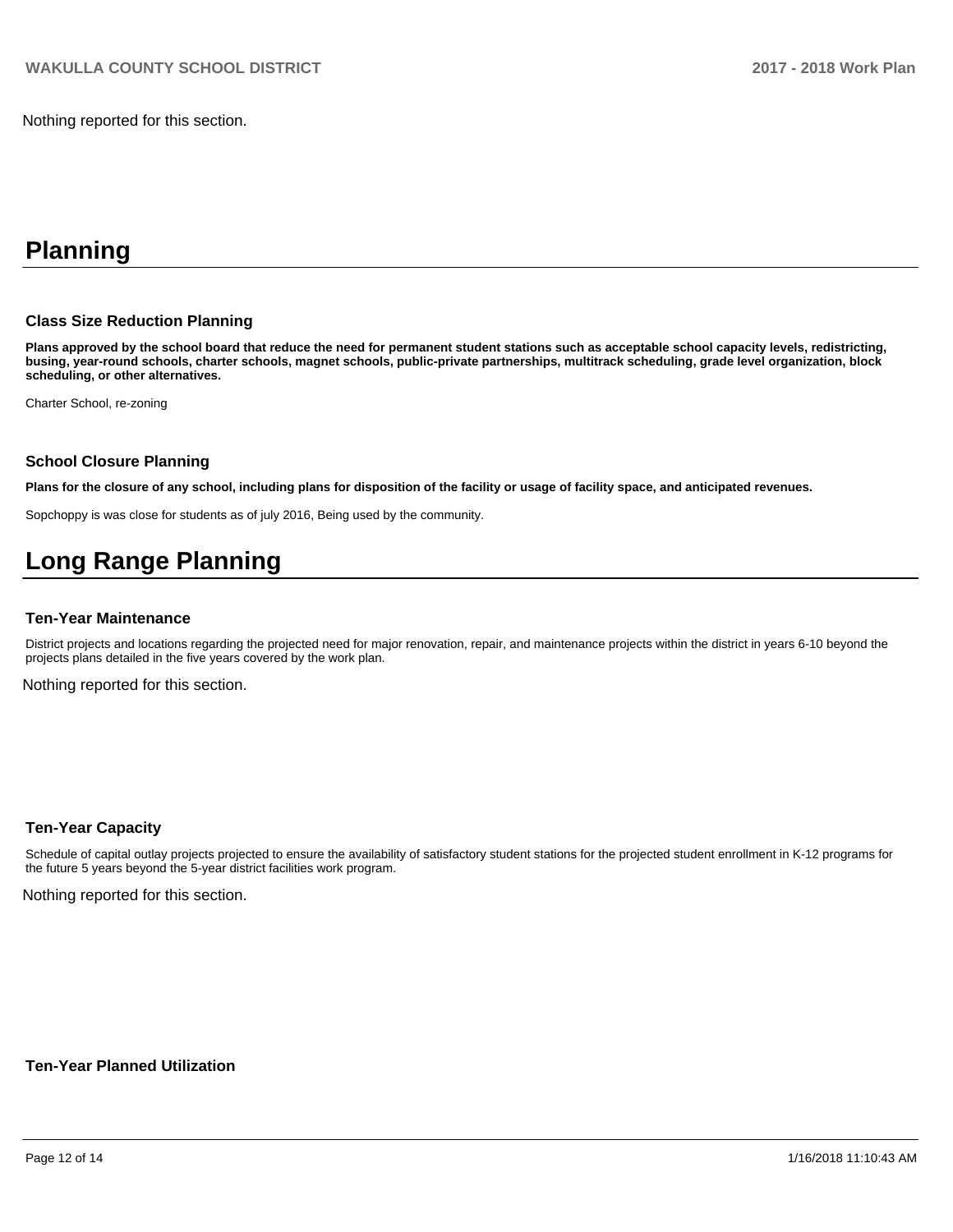Nothing reported for this section.

# Planning

### Class Size Reduction Planning

**Plans approved by the school board that reduce the need for permanent student stations such as acceptable school capacity levels, redistricting, busing, year-round schools, charter schools, magnet schools, public-private partnerships, multitrack scheduling, grade level organization, block scheduling, or other alternatives.**

Charter School, re-zoning

### School Closure Planning

**Plans for the closure of any school, including plans for disposition of the facility or usage of facility space, and anticipated revenues.**

Sopchoppy is was close for students as of july 2016, Being used by the community.

# Long Range Planning

### Ten-Year Maintenance

District projects and locations regarding the projected need for major renovation, repair, and maintenance projects within the district in years 6-10 beyond the projects plans detailed in the five years covered by the work plan.

Nothing reported for this section.

### Ten-Year Capacity

Schedule of capital outlay projects projected to ensure the availability of satisfactory student stations for the projected student enrollment in K-12 programs for the future 5 years beyond the 5-year district facilities work program.

Nothing reported for this section.

### Ten-Year Planned Utilization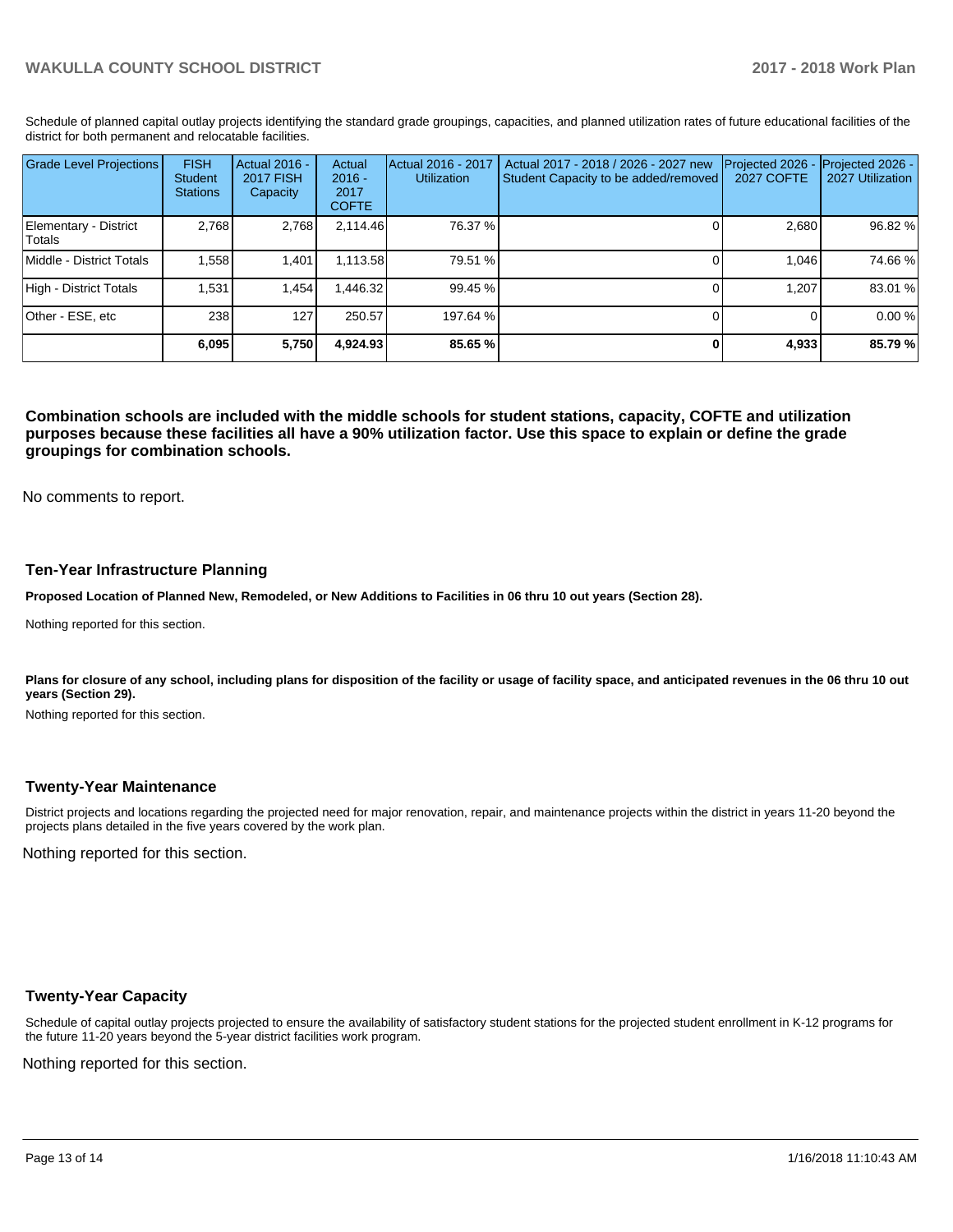Schedule of planned capital outlay projects identifying the standard grade groupings, capacities, and planned utilization rates of future educational facilities of the district for both permanent and relocatable facilities.

| Grade Level Projections | FISH Student Stations | Actual 2016 - 2017 FISH Capacity | Actual 2016 - 2017 COFTE | Actual 2016 - 2017 Utilization | Actual 2017 - 2018 / 2026 - 2027 new Student Capacity to be added/removed | Projected 2026 - 2027 COFTE | Projected 2026 - 2027 Utilization |
|---|---|---|---|---|---|---|---|
| Elementary - District Totals | 2,768 | 2,768 | 2,114.46 | 76.37 % | 0 | 2,680 | 96.82 % |
| Middle - District Totals | 1,558 | 1,401 | 1,113.58 | 79.51 % | 0 | 1,046 | 74.66 % |
| High - District Totals | 1,531 | 1,454 | 1,446.32 | 99.45 % | 0 | 1,207 | 83.01 % |
| Other - ESE, etc | 238 | 127 | 250.57 | 197.64 % | 0 | 0 | 0.00 % |
| | **6,095** | **5,750** | **4,924.93** | **85.65 %** | **0** | **4,933** | **85.79 %** |

**Combination schools are included with the middle schools for student stations, capacity, COFTE and utilization purposes because these facilities all have a 90% utilization factor. Use this space to explain or define the grade groupings for combination schools.**

No comments to report.

## Ten-Year Infrastructure Planning

**Proposed Location of Planned New, Remodeled, or New Additions to Facilities in 06 thru 10 out years (Section 28).**

Nothing reported for this section.

**Plans for closure of any school, including plans for disposition of the facility or usage of facility space, and anticipated revenues in the 06 thru 10 out years (Section 29).**

Nothing reported for this section.

## Twenty-Year Maintenance

District projects and locations regarding the projected need for major renovation, repair, and maintenance projects within the district in years 11-20 beyond the projects plans detailed in the five years covered by the work plan.

Nothing reported for this section.

## Twenty-Year Capacity

Schedule of capital outlay projects projected to ensure the availability of satisfactory student stations for the projected student enrollment in K-12 programs for the future 11-20 years beyond the 5-year district facilities work program.

Nothing reported for this section.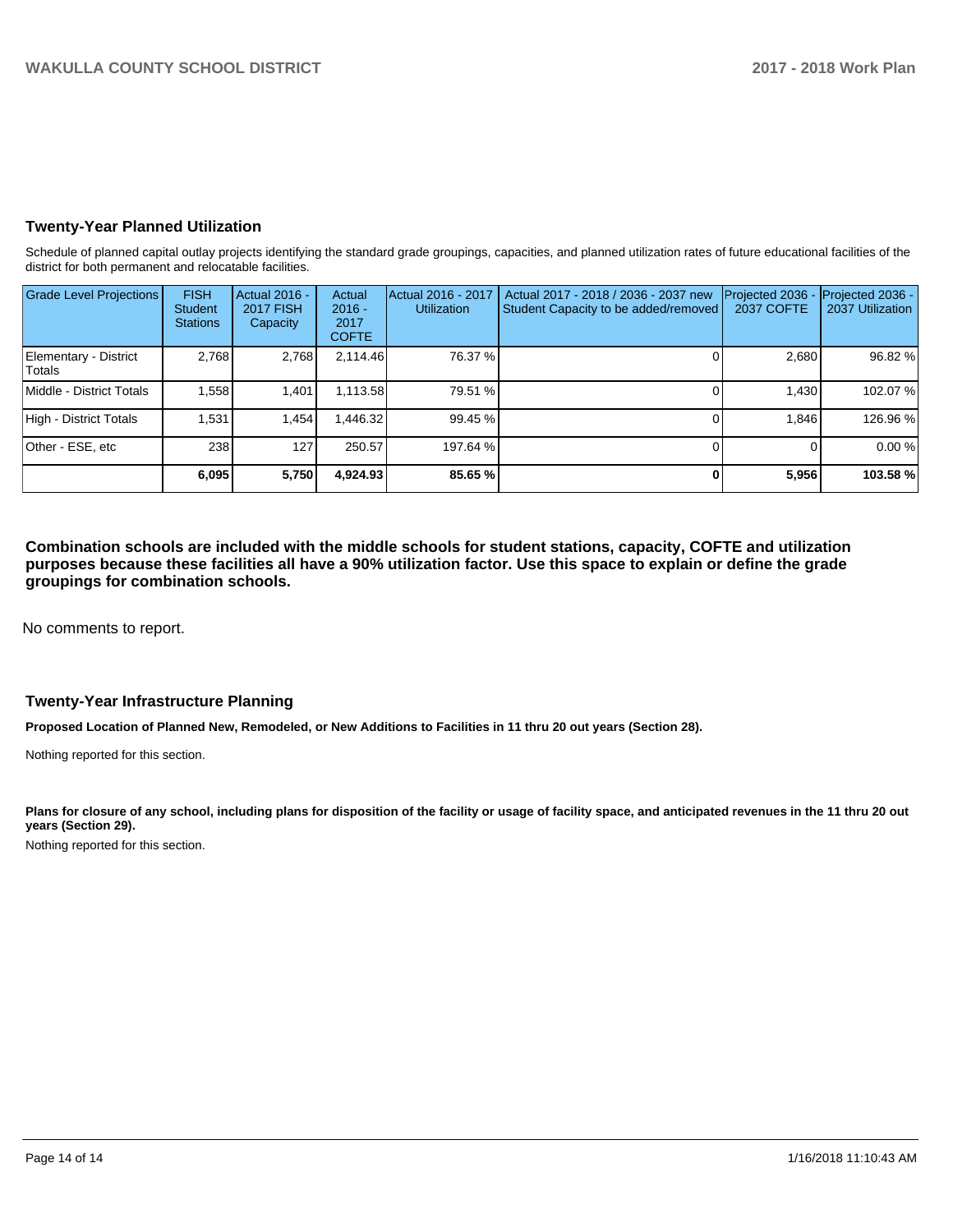## Twenty-Year Planned Utilization

Schedule of planned capital outlay projects identifying the standard grade groupings, capacities, and planned utilization rates of future educational facilities of the district for both permanent and relocatable facilities.

| Grade Level Projections | FISH Student Stations | Actual 2016 - 2017 FISH Capacity | Actual 2016 - 2017 COFTE | Actual 2016 - 2017 Utilization | Actual 2017 - 2018 / 2036 - 2037 new Student Capacity to be added/removed | Projected 2036 - 2037 COFTE | Projected 2036 - 2037 Utilization |
|---|---|---|---|---|---|---|---|
| Elementary - District Totals | 2,768 | 2,768 | 2,114.46 | 76.37 % | 0 | 2,680 | 96.82 % |
| Middle - District Totals | 1,558 | 1,401 | 1,113.58 | 79.51 % | 0 | 1,430 | 102.07 % |
| High - District Totals | 1,531 | 1,454 | 1,446.32 | 99.45 % | 0 | 1,846 | 126.96 % |
| Other - ESE, etc | 238 | 127 | 250.57 | 197.64 % | 0 | 0 | 0.00 % |
| | **6,095** | **5,750** | **4,924.93** | **85.65 %** | **0** | **5,956** | **103.58 %** |

**Combination schools are included with the middle schools for student stations, capacity, COFTE and utilization purposes because these facilities all have a 90% utilization factor. Use this space to explain or define the grade groupings for combination schools.**

No comments to report.

## Twenty-Year Infrastructure Planning

**Proposed Location of Planned New, Remodeled, or New Additions to Facilities in 11 thru 20 out years (Section 28).**

Nothing reported for this section.

**Plans for closure of any school, including plans for disposition of the facility or usage of facility space, and anticipated revenues in the 11 thru 20 out years (Section 29).**

Nothing reported for this section.